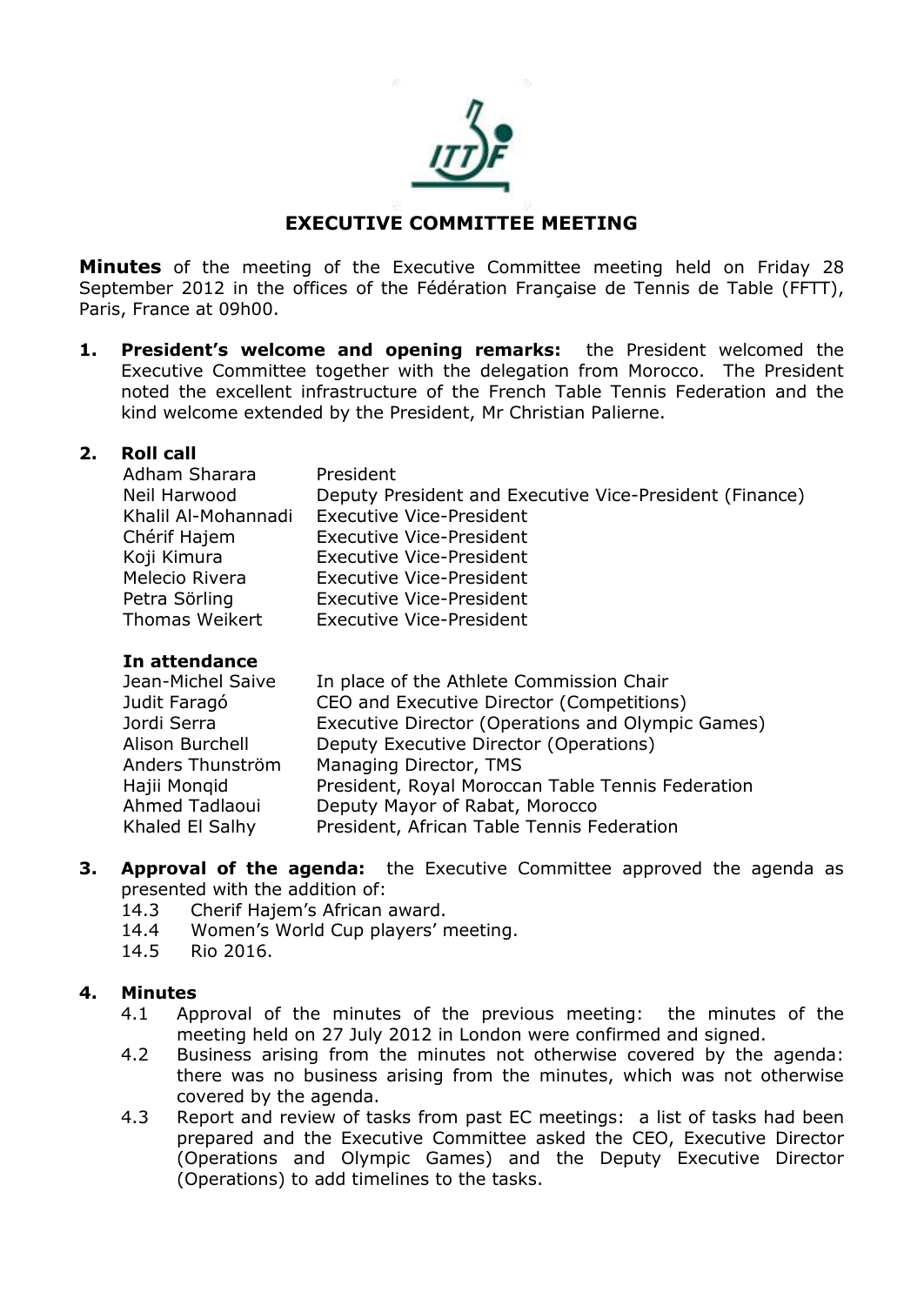# EXECUTIVE COMMITTEE MEETING

**Minutes** of the meeting of the Executive Committee meeting held on Friday 28 September 2012 in the offices of the Fédération Française de Tennis de Table (FFTT), Paris, France at 09h00.

**1. President's welcome and opening remarks:** the President welcomed the Executive Committee together with the delegation from Morocco. The President noted the excellent infrastructure of the French Table Tennis Federation and the kind welcome extended by the President, Mr Christian Palierne.

**2. Roll call**

| | |
|---|---|
| Adham Sharara | President |
| Neil Harwood | Deputy President and Executive Vice-President (Finance) |
| Khalil Al-Mohannadi | Executive Vice-President |
| Chérif Hajem | Executive Vice-President |
| Koji Kimura | Executive Vice-President |
| Melecio Rivera | Executive Vice-President |
| Petra Sörling | Executive Vice-President |
| Thomas Weikert | Executive Vice-President |

**In attendance**

| | |
|---|---|
| Jean-Michel Saive | In place of the Athlete Commission Chair |
| Judit Faragó | CEO and Executive Director (Competitions) |
| Jordi Serra | Executive Director (Operations and Olympic Games) |
| Alison Burchell | Deputy Executive Director (Operations) |
| Anders Thunström | Managing Director, TMS |
| Hajii Monqid | President, Royal Moroccan Table Tennis Federation |
| Ahmed Tadlaoui | Deputy Mayor of Rabat, Morocco |
| Khaled El Salhy | President, African Table Tennis Federation |

**3. Approval of the agenda:** the Executive Committee approved the agenda as presented with the addition of:

- 14.3 Cherif Hajem's African award.
- 14.4 Women's World Cup players' meeting.
- 14.5 Rio 2016.

**4. Minutes**

- 4.1 Approval of the minutes of the previous meeting: the minutes of the meeting held on 27 July 2012 in London were confirmed and signed.
- 4.2 Business arising from the minutes not otherwise covered by the agenda: there was no business arising from the minutes, which was not otherwise covered by the agenda.
- 4.3 Report and review of tasks from past EC meetings: a list of tasks had been prepared and the Executive Committee asked the CEO, Executive Director (Operations and Olympic Games) and the Deputy Executive Director (Operations) to add timelines to the tasks.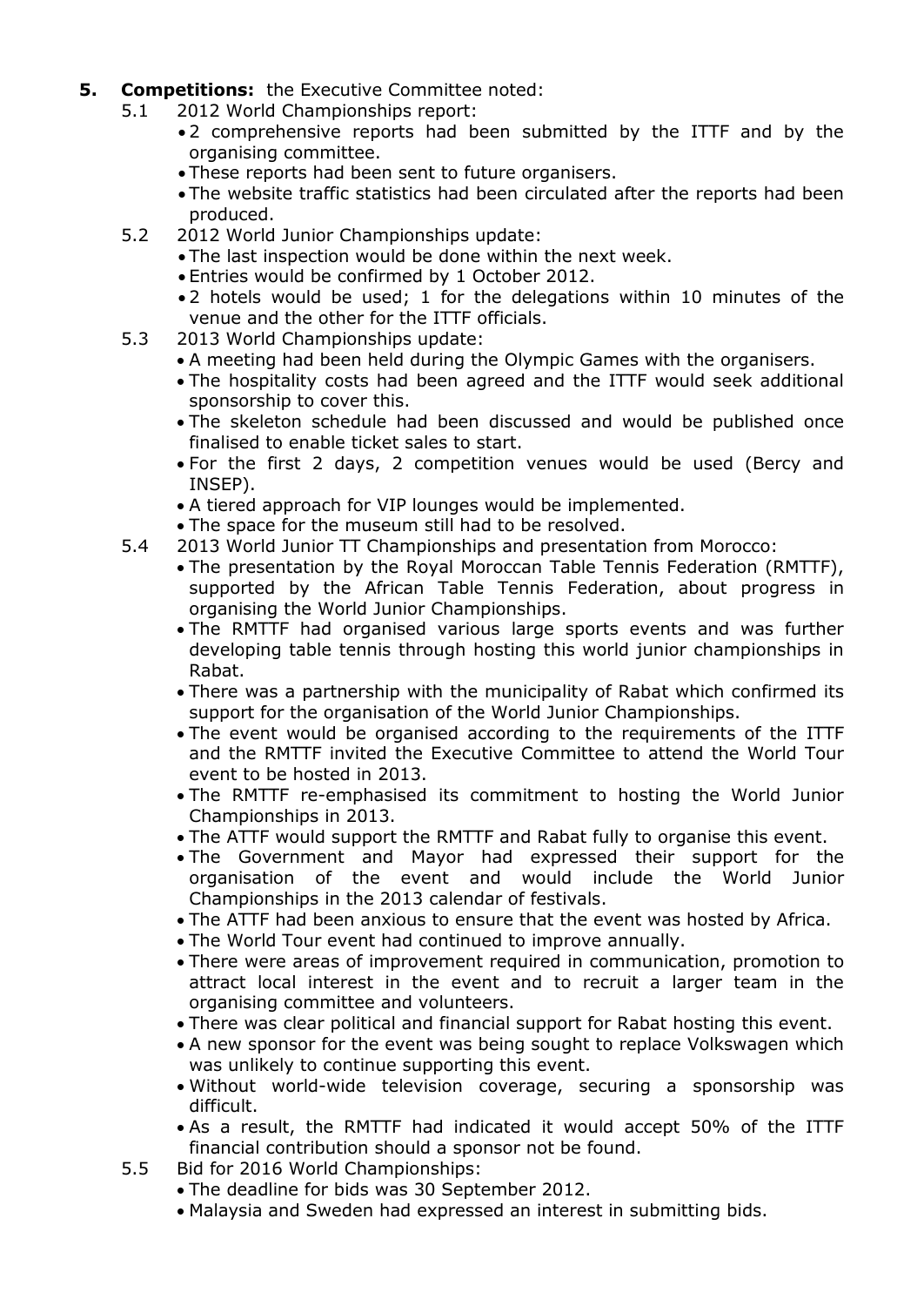**5. Competitions:** the Executive Committee noted:

5.1 2012 World Championships report:
- 2 comprehensive reports had been submitted by the ITTF and by the organising committee.
- These reports had been sent to future organisers.
- The website traffic statistics had been circulated after the reports had been produced.

5.2 2012 World Junior Championships update:
- The last inspection would be done within the next week.
- Entries would be confirmed by 1 October 2012.
- 2 hotels would be used; 1 for the delegations within 10 minutes of the venue and the other for the ITTF officials.

5.3 2013 World Championships update:
- A meeting had been held during the Olympic Games with the organisers.
- The hospitality costs had been agreed and the ITTF would seek additional sponsorship to cover this.
- The skeleton schedule had been discussed and would be published once finalised to enable ticket sales to start.
- For the first 2 days, 2 competition venues would be used (Bercy and INSEP).
- A tiered approach for VIP lounges would be implemented.
- The space for the museum still had to be resolved.

5.4 2013 World Junior TT Championships and presentation from Morocco:
- The presentation by the Royal Moroccan Table Tennis Federation (RMTTF), supported by the African Table Tennis Federation, about progress in organising the World Junior Championships.
- The RMTTF had organised various large sports events and was further developing table tennis through hosting this world junior championships in Rabat.
- There was a partnership with the municipality of Rabat which confirmed its support for the organisation of the World Junior Championships.
- The event would be organised according to the requirements of the ITTF and the RMTTF invited the Executive Committee to attend the World Tour event to be hosted in 2013.
- The RMTTF re-emphasised its commitment to hosting the World Junior Championships in 2013.
- The ATTF would support the RMTTF and Rabat fully to organise this event.
- The Government and Mayor had expressed their support for the organisation of the event and would include the World Junior Championships in the 2013 calendar of festivals.
- The ATTF had been anxious to ensure that the event was hosted by Africa.
- The World Tour event had continued to improve annually.
- There were areas of improvement required in communication, promotion to attract local interest in the event and to recruit a larger team in the organising committee and volunteers.
- There was clear political and financial support for Rabat hosting this event.
- A new sponsor for the event was being sought to replace Volkswagen which was unlikely to continue supporting this event.
- Without world-wide television coverage, securing a sponsorship was difficult.
- As a result, the RMTTF had indicated it would accept 50% of the ITTF financial contribution should a sponsor not be found.

5.5 Bid for 2016 World Championships:
- The deadline for bids was 30 September 2012.
- Malaysia and Sweden had expressed an interest in submitting bids.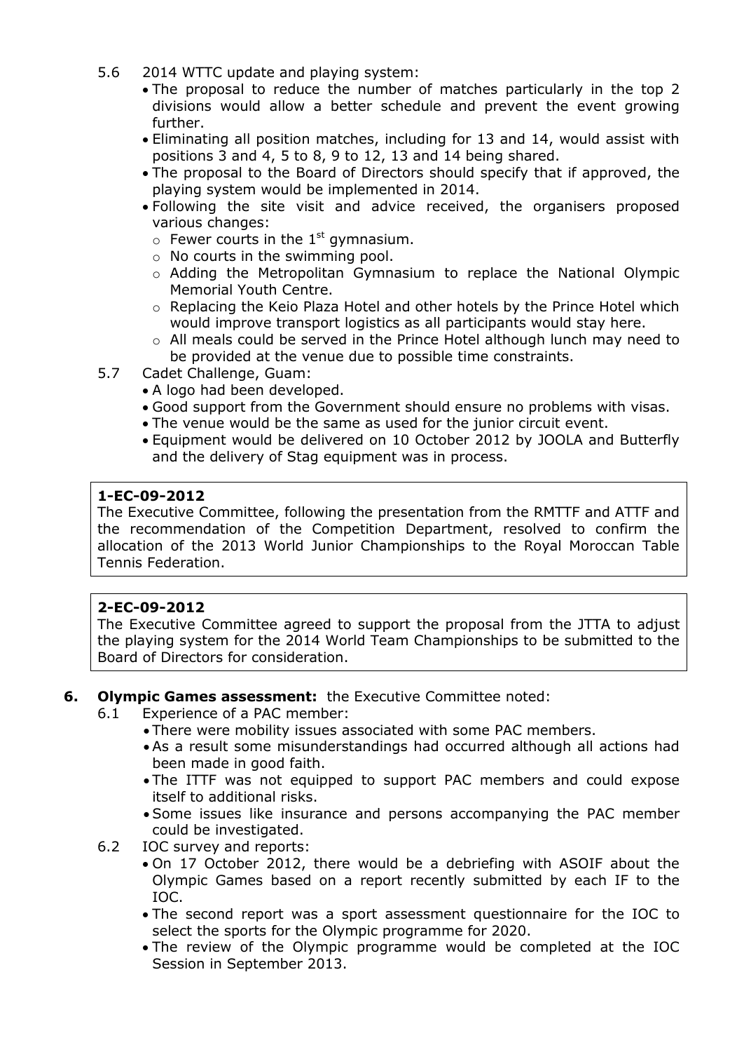5.6 2014 WTTC update and playing system:

- The proposal to reduce the number of matches particularly in the top 2 divisions would allow a better schedule and prevent the event growing further.
- Eliminating all position matches, including for 13 and 14, would assist with positions 3 and 4, 5 to 8, 9 to 12, 13 and 14 being shared.
- The proposal to the Board of Directors should specify that if approved, the playing system would be implemented in 2014.
- Following the site visit and advice received, the organisers proposed various changes:
  - Fewer courts in the 1st gymnasium.
  - No courts in the swimming pool.
  - Adding the Metropolitan Gymnasium to replace the National Olympic Memorial Youth Centre.
  - Replacing the Keio Plaza Hotel and other hotels by the Prince Hotel which would improve transport logistics as all participants would stay here.
  - All meals could be served in the Prince Hotel although lunch may need to be provided at the venue due to possible time constraints.

5.7 Cadet Challenge, Guam:

- A logo had been developed.
- Good support from the Government should ensure no problems with visas.
- The venue would be the same as used for the junior circuit event.
- Equipment would be delivered on 10 October 2012 by JOOLA and Butterfly and the delivery of Stag equipment was in process.

**1-EC-09-2012**
The Executive Committee, following the presentation from the RMTTF and ATTF and the recommendation of the Competition Department, resolved to confirm the allocation of the 2013 World Junior Championships to the Royal Moroccan Table Tennis Federation.

**2-EC-09-2012**
The Executive Committee agreed to support the proposal from the JTTA to adjust the playing system for the 2014 World Team Championships to be submitted to the Board of Directors for consideration.

**6. Olympic Games assessment:** the Executive Committee noted:

6.1 Experience of a PAC member:

- There were mobility issues associated with some PAC members.
- As a result some misunderstandings had occurred although all actions had been made in good faith.
- The ITTF was not equipped to support PAC members and could expose itself to additional risks.
- Some issues like insurance and persons accompanying the PAC member could be investigated.

6.2 IOC survey and reports:

- On 17 October 2012, there would be a debriefing with ASOIF about the Olympic Games based on a report recently submitted by each IF to the IOC.
- The second report was a sport assessment questionnaire for the IOC to select the sports for the Olympic programme for 2020.
- The review of the Olympic programme would be completed at the IOC Session in September 2013.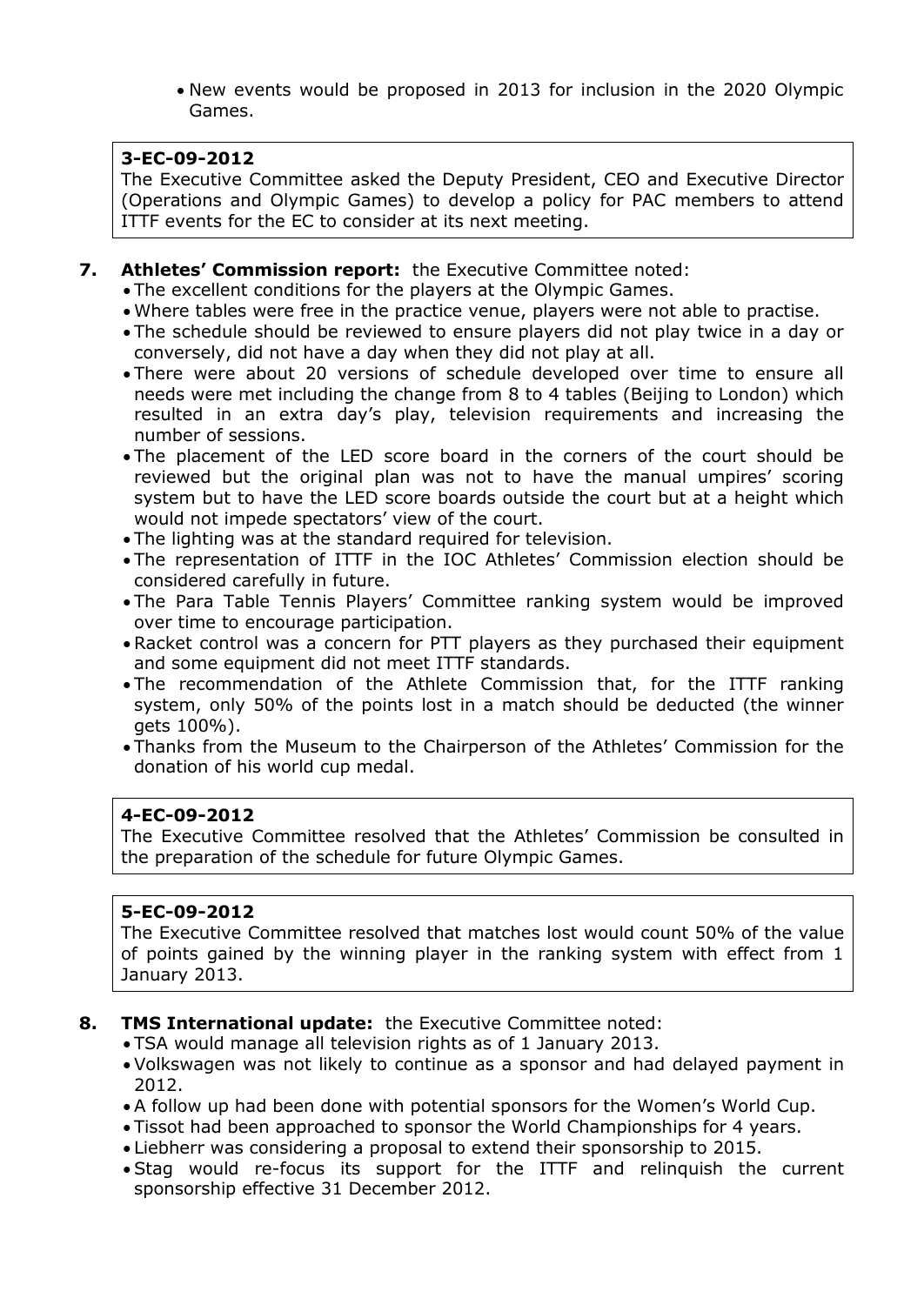- New events would be proposed in 2013 for inclusion in the 2020 Olympic Games.

> **3-EC-09-2012**
> The Executive Committee asked the Deputy President, CEO and Executive Director (Operations and Olympic Games) to develop a policy for PAC members to attend ITTF events for the EC to consider at its next meeting.

**7. Athletes' Commission report:** the Executive Committee noted:

- The excellent conditions for the players at the Olympic Games.
- Where tables were free in the practice venue, players were not able to practise.
- The schedule should be reviewed to ensure players did not play twice in a day or conversely, did not have a day when they did not play at all.
- There were about 20 versions of schedule developed over time to ensure all needs were met including the change from 8 to 4 tables (Beijing to London) which resulted in an extra day's play, television requirements and increasing the number of sessions.
- The placement of the LED score board in the corners of the court should be reviewed but the original plan was not to have the manual umpires' scoring system but to have the LED score boards outside the court but at a height which would not impede spectators' view of the court.
- The lighting was at the standard required for television.
- The representation of ITTF in the IOC Athletes' Commission election should be considered carefully in future.
- The Para Table Tennis Players' Committee ranking system would be improved over time to encourage participation.
- Racket control was a concern for PTT players as they purchased their equipment and some equipment did not meet ITTF standards.
- The recommendation of the Athlete Commission that, for the ITTF ranking system, only 50% of the points lost in a match should be deducted (the winner gets 100%).
- Thanks from the Museum to the Chairperson of the Athletes' Commission for the donation of his world cup medal.

> **4-EC-09-2012**
> The Executive Committee resolved that the Athletes' Commission be consulted in the preparation of the schedule for future Olympic Games.

> **5-EC-09-2012**
> The Executive Committee resolved that matches lost would count 50% of the value of points gained by the winning player in the ranking system with effect from 1 January 2013.

**8. TMS International update:** the Executive Committee noted:

- TSA would manage all television rights as of 1 January 2013.
- Volkswagen was not likely to continue as a sponsor and had delayed payment in 2012.
- A follow up had been done with potential sponsors for the Women's World Cup.
- Tissot had been approached to sponsor the World Championships for 4 years.
- Liebherr was considering a proposal to extend their sponsorship to 2015.
- Stag would re-focus its support for the ITTF and relinquish the current sponsorship effective 31 December 2012.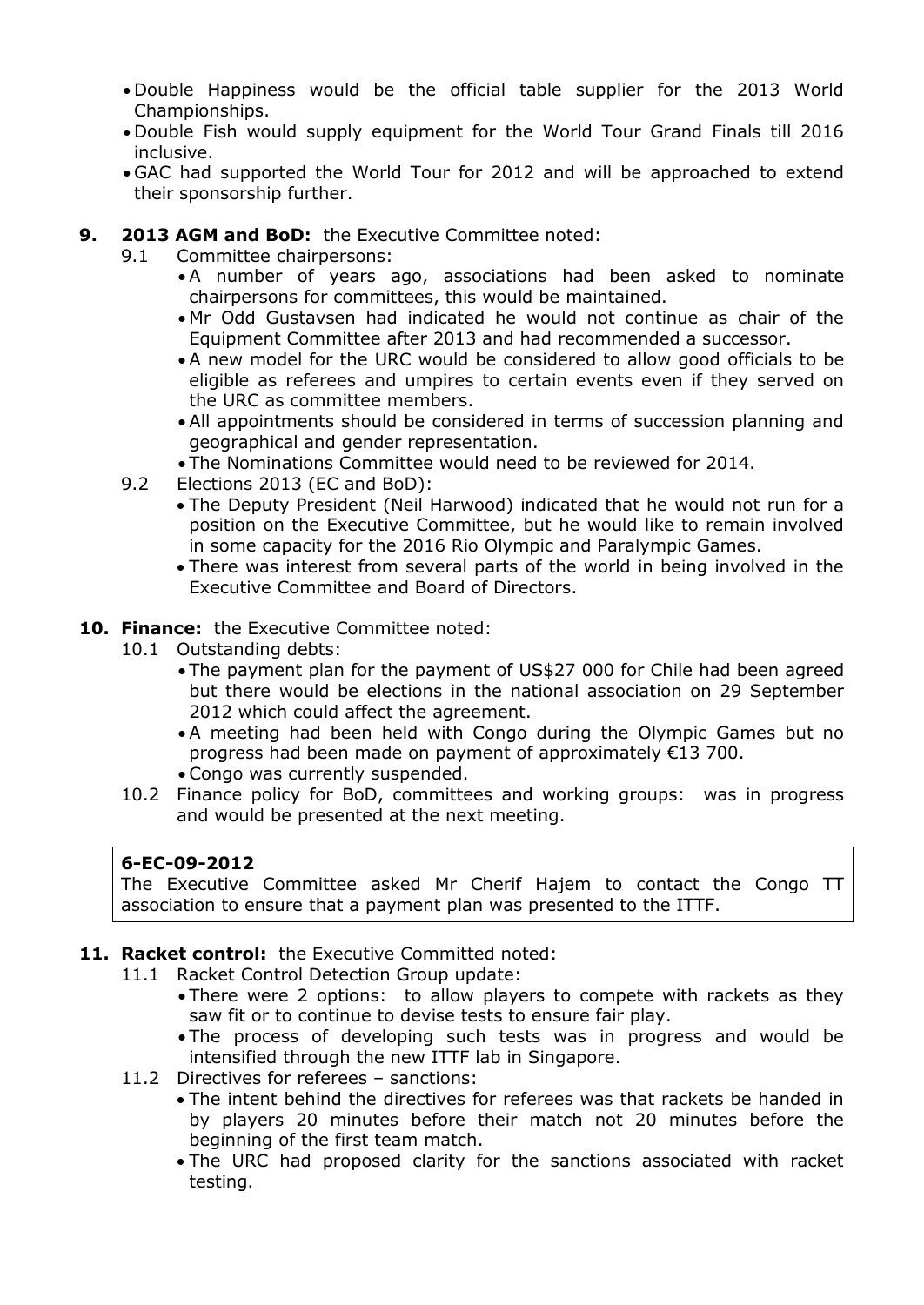- Double Happiness would be the official table supplier for the 2013 World Championships.
- Double Fish would supply equipment for the World Tour Grand Finals till 2016 inclusive.
- GAC had supported the World Tour for 2012 and will be approached to extend their sponsorship further.

**9. 2013 AGM and BoD:** the Executive Committee noted:

9.1 Committee chairpersons:

- A number of years ago, associations had been asked to nominate chairpersons for committees, this would be maintained.
- Mr Odd Gustavsen had indicated he would not continue as chair of the Equipment Committee after 2013 and had recommended a successor.
- A new model for the URC would be considered to allow good officials to be eligible as referees and umpires to certain events even if they served on the URC as committee members.
- All appointments should be considered in terms of succession planning and geographical and gender representation.
- The Nominations Committee would need to be reviewed for 2014.

9.2 Elections 2013 (EC and BoD):

- The Deputy President (Neil Harwood) indicated that he would not run for a position on the Executive Committee, but he would like to remain involved in some capacity for the 2016 Rio Olympic and Paralympic Games.
- There was interest from several parts of the world in being involved in the Executive Committee and Board of Directors.

**10. Finance:** the Executive Committee noted:

10.1 Outstanding debts:

- The payment plan for the payment of US$27 000 for Chile had been agreed but there would be elections in the national association on 29 September 2012 which could affect the agreement.
- A meeting had been held with Congo during the Olympic Games but no progress had been made on payment of approximately €13 700.
- Congo was currently suspended.

10.2 Finance policy for BoD, committees and working groups: was in progress and would be presented at the next meeting.

**6-EC-09-2012**
The Executive Committee asked Mr Cherif Hajem to contact the Congo TT association to ensure that a payment plan was presented to the ITTF.

**11. Racket control:** the Executive Committed noted:

11.1 Racket Control Detection Group update:

- There were 2 options: to allow players to compete with rackets as they saw fit or to continue to devise tests to ensure fair play.
- The process of developing such tests was in progress and would be intensified through the new ITTF lab in Singapore.

11.2 Directives for referees – sanctions:

- The intent behind the directives for referees was that rackets be handed in by players 20 minutes before their match not 20 minutes before the beginning of the first team match.
- The URC had proposed clarity for the sanctions associated with racket testing.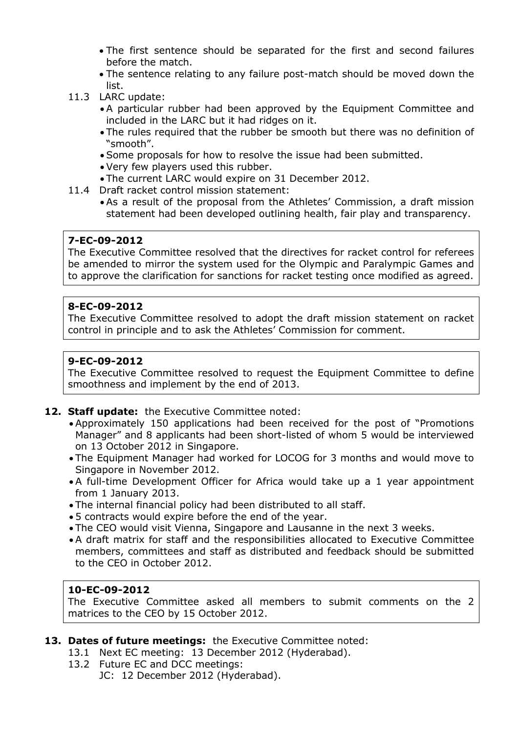- The first sentence should be separated for the first and second failures before the match.
- The sentence relating to any failure post-match should be moved down the list.

11.3 LARC update:

- A particular rubber had been approved by the Equipment Committee and included in the LARC but it had ridges on it.
- The rules required that the rubber be smooth but there was no definition of "smooth".
- Some proposals for how to resolve the issue had been submitted.
- Very few players used this rubber.
- The current LARC would expire on 31 December 2012.

11.4 Draft racket control mission statement:

- As a result of the proposal from the Athletes' Commission, a draft mission statement had been developed outlining health, fair play and transparency.

**7-EC-09-2012**
The Executive Committee resolved that the directives for racket control for referees be amended to mirror the system used for the Olympic and Paralympic Games and to approve the clarification for sanctions for racket testing once modified as agreed.

**8-EC-09-2012**
The Executive Committee resolved to adopt the draft mission statement on racket control in principle and to ask the Athletes' Commission for comment.

**9-EC-09-2012**
The Executive Committee resolved to request the Equipment Committee to define smoothness and implement by the end of 2013.

**12. Staff update:** the Executive Committee noted:

- Approximately 150 applications had been received for the post of "Promotions Manager" and 8 applicants had been short-listed of whom 5 would be interviewed on 13 October 2012 in Singapore.
- The Equipment Manager had worked for LOCOG for 3 months and would move to Singapore in November 2012.
- A full-time Development Officer for Africa would take up a 1 year appointment from 1 January 2013.
- The internal financial policy had been distributed to all staff.
- 5 contracts would expire before the end of the year.
- The CEO would visit Vienna, Singapore and Lausanne in the next 3 weeks.
- A draft matrix for staff and the responsibilities allocated to Executive Committee members, committees and staff as distributed and feedback should be submitted to the CEO in October 2012.

**10-EC-09-2012**
The Executive Committee asked all members to submit comments on the 2 matrices to the CEO by 15 October 2012.

**13. Dates of future meetings:** the Executive Committee noted:

13.1 Next EC meeting: 13 December 2012 (Hyderabad).

13.2 Future EC and DCC meetings:
JC: 12 December 2012 (Hyderabad).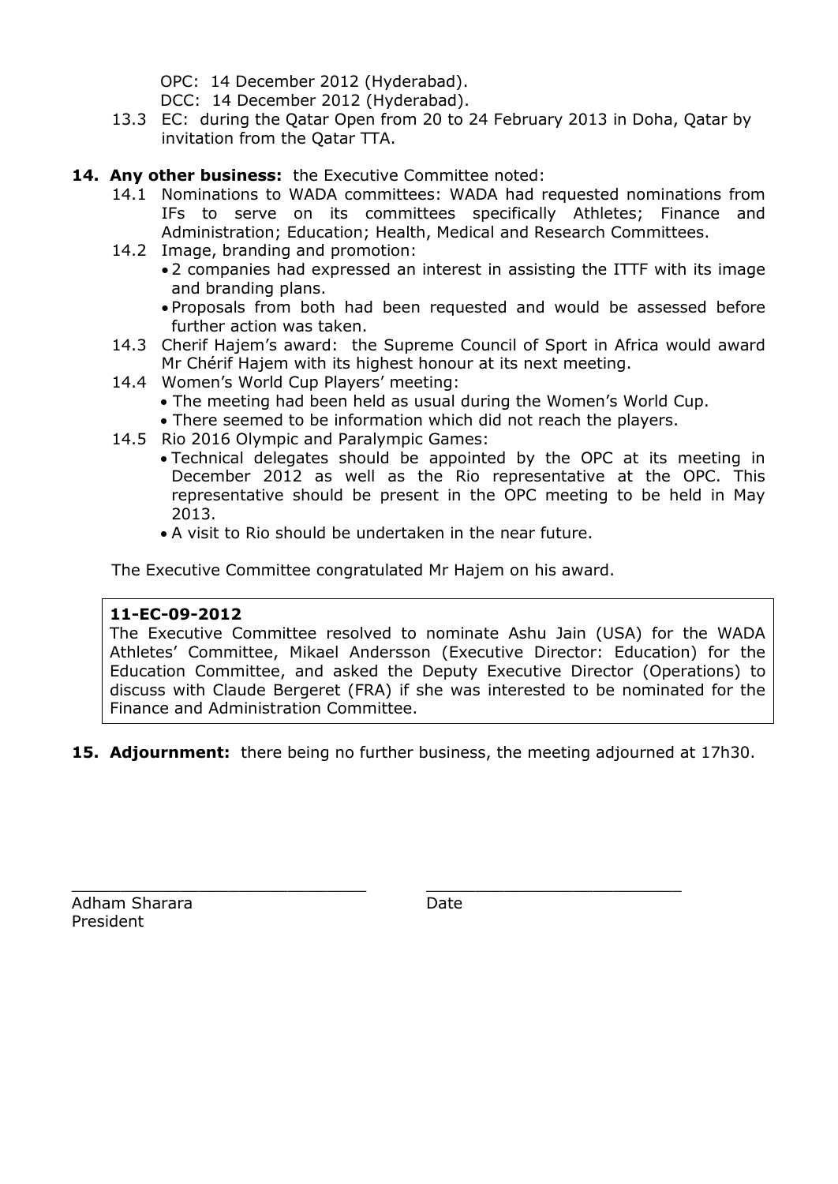OPC: 14 December 2012 (Hyderabad).
DCC: 14 December 2012 (Hyderabad).

13.3 EC: during the Qatar Open from 20 to 24 February 2013 in Doha, Qatar by invitation from the Qatar TTA.

**14. Any other business:** the Executive Committee noted:

14.1 Nominations to WADA committees: WADA had requested nominations from IFs to serve on its committees specifically Athletes; Finance and Administration; Education; Health, Medical and Research Committees.

14.2 Image, branding and promotion:
- 2 companies had expressed an interest in assisting the ITTF with its image and branding plans.
- Proposals from both had been requested and would be assessed before further action was taken.

14.3 Cherif Hajem's award: the Supreme Council of Sport in Africa would award Mr Chérif Hajem with its highest honour at its next meeting.

14.4 Women's World Cup Players' meeting:
- The meeting had been held as usual during the Women's World Cup.
- There seemed to be information which did not reach the players.

14.5 Rio 2016 Olympic and Paralympic Games:
- Technical delegates should be appointed by the OPC at its meeting in December 2012 as well as the Rio representative at the OPC. This representative should be present in the OPC meeting to be held in May 2013.
- A visit to Rio should be undertaken in the near future.

The Executive Committee congratulated Mr Hajem on his award.

**11-EC-09-2012**
The Executive Committee resolved to nominate Ashu Jain (USA) for the WADA Athletes' Committee, Mikael Andersson (Executive Director: Education) for the Education Committee, and asked the Deputy Executive Director (Operations) to discuss with Claude Bergeret (FRA) if she was interested to be nominated for the Finance and Administration Committee.

**15. Adjournment:** there being no further business, the meeting adjourned at 17h30.

\_\_\_\_\_\_\_\_\_\_\_\_\_\_\_\_\_\_\_\_\_\_\_\_\_\_\_\_\_\_ \_\_\_\_\_\_\_\_\_\_\_\_\_\_\_\_\_\_\_\_\_\_\_\_\_\_

Adham Sharara Date
President